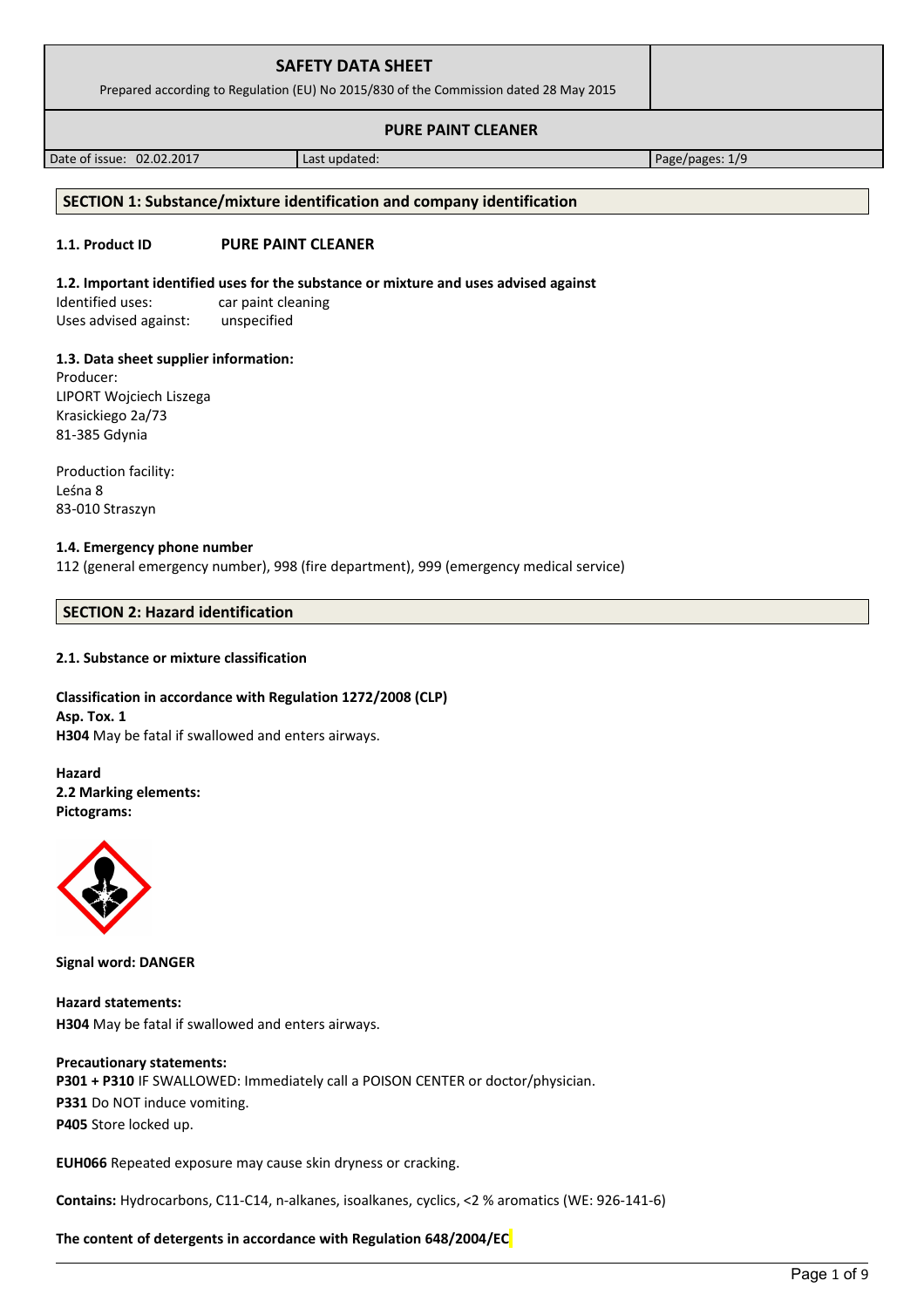# SAFETY DATA SHEET

Prepared according to Regulation (EU) No 2015/830 of the Commission dated 28 May 2015

## PURE PAINT CLEANER

| Date of issue: 02.02.2017 | Last updated: | Page/pages: 1/9 |
|---|---|---|

## SECTION 1: Substance/mixture identification and company identification

**1.1. Product ID** **PURE PAINT CLEANER**

**1.2. Important identified uses for the substance or mixture and uses advised against**

Identified uses: car paint cleaning
Uses advised against: unspecified

**1.3. Data sheet supplier information:**

Producer:
LIPORT Wojciech Liszega
Krasickiego 2a/73
81-385 Gdynia

Production facility:
Leśna 8
83-010 Straszyn

**1.4. Emergency phone number**

112 (general emergency number), 998 (fire department), 999 (emergency medical service)

## SECTION 2: Hazard identification

**2.1. Substance or mixture classification**

**Classification in accordance with Regulation 1272/2008 (CLP)**
**Asp. Tox. 1**
**H304** May be fatal if swallowed and enters airways.

**Hazard**
**2.2 Marking elements:**
**Pictograms:**

**Signal word: DANGER**

**Hazard statements:**
**H304** May be fatal if swallowed and enters airways.

**Precautionary statements:**
**P301 + P310** IF SWALLOWED: Immediately call a POISON CENTER or doctor/physician.
**P331** Do NOT induce vomiting.
**P405** Store locked up.

**EUH066** Repeated exposure may cause skin dryness or cracking.

**Contains:** Hydrocarbons, C11-C14, n-alkanes, isoalkanes, cyclics, <2 % aromatics (WE: 926-141-6)

**The content of detergents in accordance with Regulation 648/2004/EC**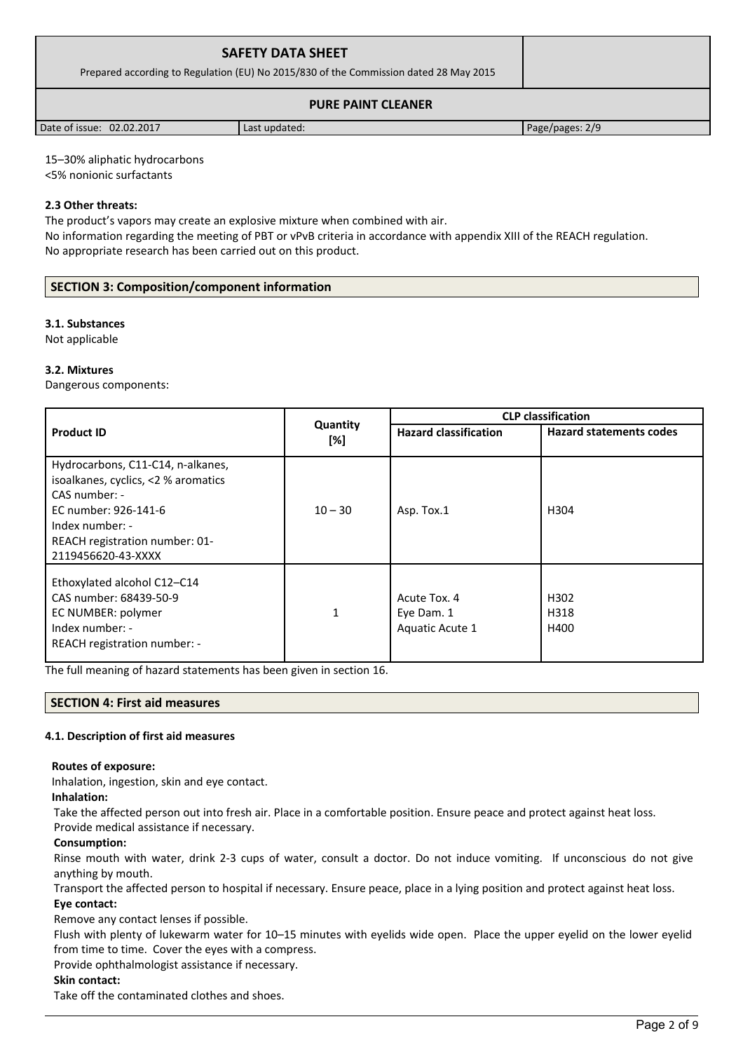15–30% aliphatic hydrocarbons
<5% nonionic surfactants

**2.3 Other threats:**

The product's vapors may create an explosive mixture when combined with air.
No information regarding the meeting of PBT or vPvB criteria in accordance with appendix XIII of the REACH regulation.
No appropriate research has been carried out on this product.

## SECTION 3: Composition/component information

**3.1. Substances**

Not applicable

**3.2. Mixtures**

Dangerous components:

| Product ID | Quantity [%] | CLP classification | |
|---|---|---|---|
| | | **Hazard classification** | **Hazard statements codes** |
| Hydrocarbons, C11-C14, n-alkanes, isoalkanes, cyclics, <2 % aromatics<br>CAS number: -<br>EC number: 926-141-6<br>Index number: -<br>REACH registration number: 01-2119456620-43-XXXX | 10 – 30 | Asp. Tox.1 | H304 |
| Ethoxylated alcohol C12–C14<br>CAS number: 68439-50-9<br>EC NUMBER: polymer<br>Index number: -<br>REACH registration number: - | 1 | Acute Tox. 4<br>Eye Dam. 1<br>Aquatic Acute 1 | H302<br>H318<br>H400 |

The full meaning of hazard statements has been given in section 16.

## SECTION 4: First aid measures

**4.1. Description of first aid measures**

**Routes of exposure:**

Inhalation, ingestion, skin and eye contact.

**Inhalation:**

Take the affected person out into fresh air. Place in a comfortable position. Ensure peace and protect against heat loss. Provide medical assistance if necessary.

**Consumption:**

Rinse mouth with water, drink 2-3 cups of water, consult a doctor. Do not induce vomiting. If unconscious do not give anything by mouth.

Transport the affected person to hospital if necessary. Ensure peace, place in a lying position and protect against heat loss.

**Eye contact:**

Remove any contact lenses if possible.

Flush with plenty of lukewarm water for 10–15 minutes with eyelids wide open. Place the upper eyelid on the lower eyelid from time to time. Cover the eyes with a compress.

Provide ophthalmologist assistance if necessary.

**Skin contact:**

Take off the contaminated clothes and shoes.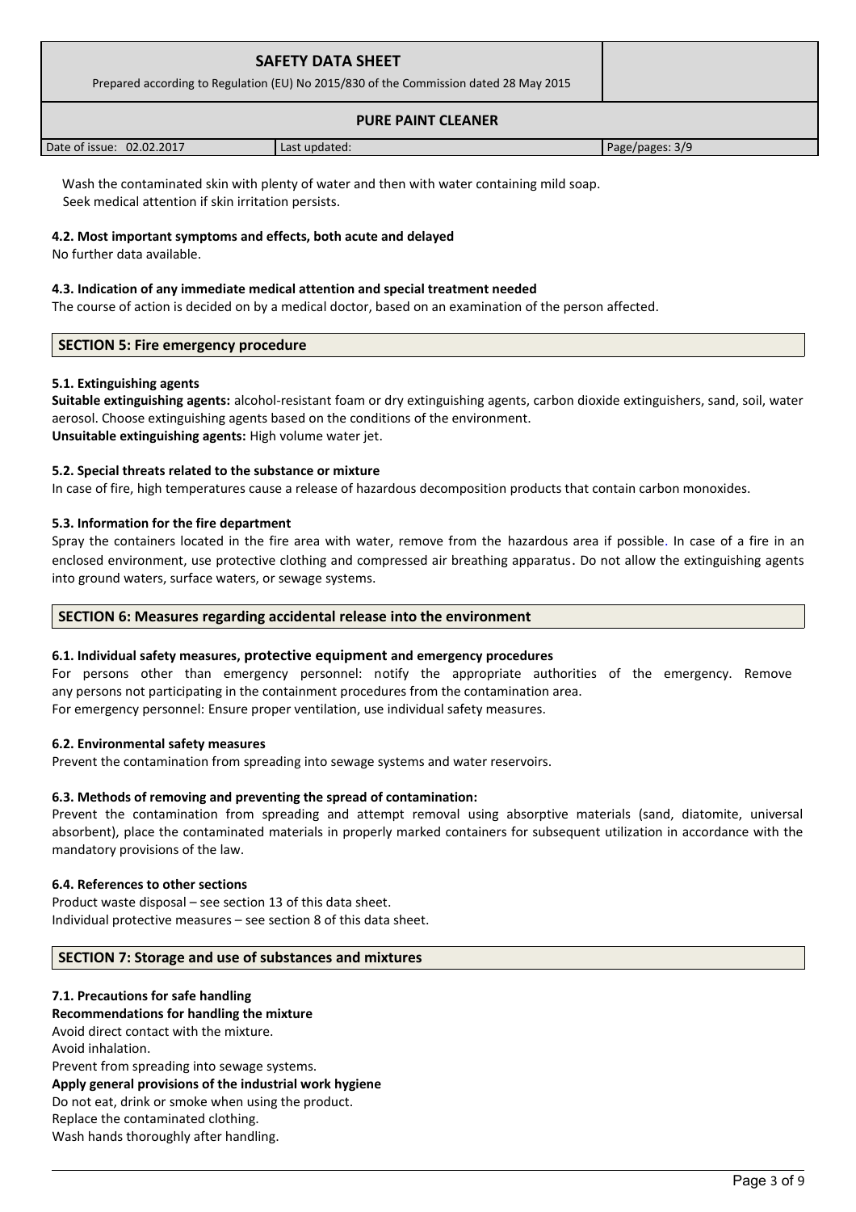Wash the contaminated skin with plenty of water and then with water containing mild soap.
Seek medical attention if skin irritation persists.

**4.2. Most important symptoms and effects, both acute and delayed**

No further data available.

**4.3. Indication of any immediate medical attention and special treatment needed**

The course of action is decided on by a medical doctor, based on an examination of the person affected.

## SECTION 5: Fire emergency procedure

**5.1. Extinguishing agents**

**Suitable extinguishing agents:** alcohol-resistant foam or dry extinguishing agents, carbon dioxide extinguishers, sand, soil, water aerosol. Choose extinguishing agents based on the conditions of the environment.
**Unsuitable extinguishing agents:** High volume water jet.

**5.2. Special threats related to the substance or mixture**

In case of fire, high temperatures cause a release of hazardous decomposition products that contain carbon monoxides.

**5.3. Information for the fire department**

Spray the containers located in the fire area with water, remove from the hazardous area if possible. In case of a fire in an enclosed environment, use protective clothing and compressed air breathing apparatus. Do not allow the extinguishing agents into ground waters, surface waters, or sewage systems.

## SECTION 6: Measures regarding accidental release into the environment

**6.1. Individual safety measures, protective equipment and emergency procedures**

For persons other than emergency personnel: notify the appropriate authorities of the emergency. Remove any persons not participating in the containment procedures from the contamination area.
For emergency personnel: Ensure proper ventilation, use individual safety measures.

**6.2. Environmental safety measures**

Prevent the contamination from spreading into sewage systems and water reservoirs.

**6.3. Methods of removing and preventing the spread of contamination:**

Prevent the contamination from spreading and attempt removal using absorptive materials (sand, diatomite, universal absorbent), place the contaminated materials in properly marked containers for subsequent utilization in accordance with the mandatory provisions of the law.

**6.4. References to other sections**

Product waste disposal – see section 13 of this data sheet.
Individual protective measures – see section 8 of this data sheet.

## SECTION 7: Storage and use of substances and mixtures

**7.1. Precautions for safe handling**

**Recommendations for handling the mixture**

Avoid direct contact with the mixture.
Avoid inhalation.
Prevent from spreading into sewage systems.

**Apply general provisions of the industrial work hygiene**

Do not eat, drink or smoke when using the product.
Replace the contaminated clothing.
Wash hands thoroughly after handling.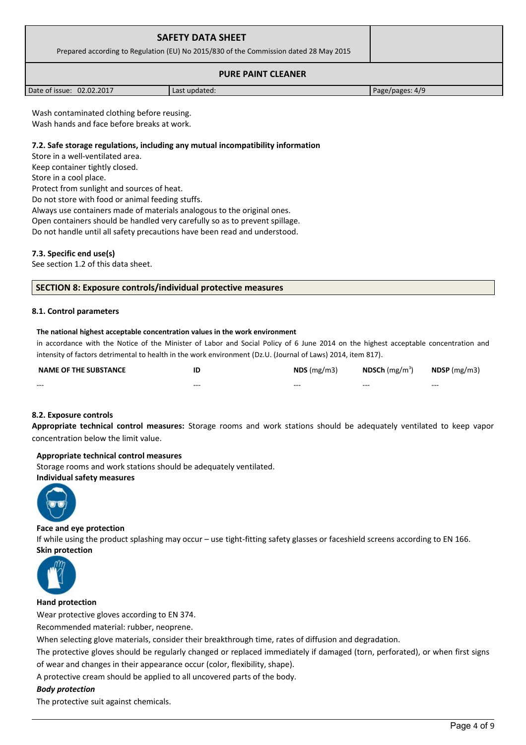Wash contaminated clothing before reusing.
Wash hands and face before breaks at work.

### 7.2. Safe storage regulations, including any mutual incompatibility information

Store in a well-ventilated area.
Keep container tightly closed.
Store in a cool place.
Protect from sunlight and sources of heat.
Do not store with food or animal feeding stuffs.
Always use containers made of materials analogous to the original ones.
Open containers should be handled very carefully so as to prevent spillage.
Do not handle until all safety precautions have been read and understood.

### 7.3. Specific end use(s)

See section 1.2 of this data sheet.

## SECTION 8: Exposure controls/individual protective measures

### 8.1. Control parameters

**The national highest acceptable concentration values in the work environment**

in accordance with the Notice of the Minister of Labor and Social Policy of 6 June 2014 on the highest acceptable concentration and intensity of factors detrimental to health in the work environment (Dz.U. (Journal of Laws) 2014, item 817).

| NAME OF THE SUBSTANCE | ID | NDS (mg/m3) | NDSCh (mg/m$^3$) | NDSP (mg/m3) |
|---|---|---|---|---|
| --- | --- | --- | --- | --- |

### 8.2. Exposure controls

**Appropriate technical control measures:** Storage rooms and work stations should be adequately ventilated to keep vapor concentration below the limit value.

**Appropriate technical control measures**

Storage rooms and work stations should be adequately ventilated.

**Individual safety measures**

**Face and eye protection**

If while using the product splashing may occur – use tight-fitting safety glasses or faceshield screens according to EN 166.

**Skin protection**

**Hand protection**

Wear protective gloves according to EN 374.

Recommended material: rubber, neoprene.

When selecting glove materials, consider their breakthrough time, rates of diffusion and degradation.

The protective gloves should be regularly changed or replaced immediately if damaged (torn, perforated), or when first signs of wear and changes in their appearance occur (color, flexibility, shape).

A protective cream should be applied to all uncovered parts of the body.

***Body protection***

The protective suit against chemicals.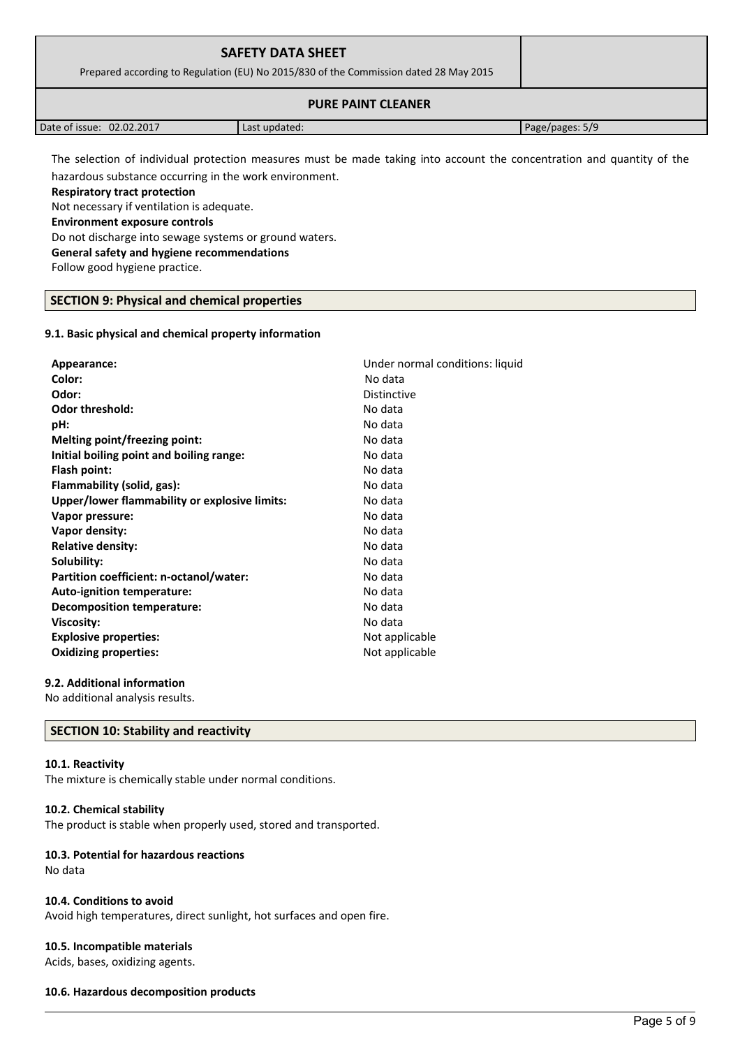The selection of individual protection measures must be made taking into account the concentration and quantity of the hazardous substance occurring in the work environment.

**Respiratory tract protection**

Not necessary if ventilation is adequate.

**Environment exposure controls**

Do not discharge into sewage systems or ground waters.

**General safety and hygiene recommendations**

Follow good hygiene practice.

## SECTION 9: Physical and chemical properties

### 9.1. Basic physical and chemical property information

| | |
|---|---|
| **Appearance:** | Under normal conditions: liquid |
| **Color:** | No data |
| **Odor:** | Distinctive |
| **Odor threshold:** | No data |
| **pH:** | No data |
| **Melting point/freezing point:** | No data |
| **Initial boiling point and boiling range:** | No data |
| **Flash point:** | No data |
| **Flammability (solid, gas):** | No data |
| **Upper/lower flammability or explosive limits:** | No data |
| **Vapor pressure:** | No data |
| **Vapor density:** | No data |
| **Relative density:** | No data |
| **Solubility:** | No data |
| **Partition coefficient: n-octanol/water:** | No data |
| **Auto-ignition temperature:** | No data |
| **Decomposition temperature:** | No data |
| **Viscosity:** | No data |
| **Explosive properties:** | Not applicable |
| **Oxidizing properties:** | Not applicable |

### 9.2. Additional information

No additional analysis results.

## SECTION 10: Stability and reactivity

### 10.1. Reactivity

The mixture is chemically stable under normal conditions.

### 10.2. Chemical stability

The product is stable when properly used, stored and transported.

### 10.3. Potential for hazardous reactions

No data

### 10.4. Conditions to avoid

Avoid high temperatures, direct sunlight, hot surfaces and open fire.

### 10.5. Incompatible materials

Acids, bases, oxidizing agents.

### 10.6. Hazardous decomposition products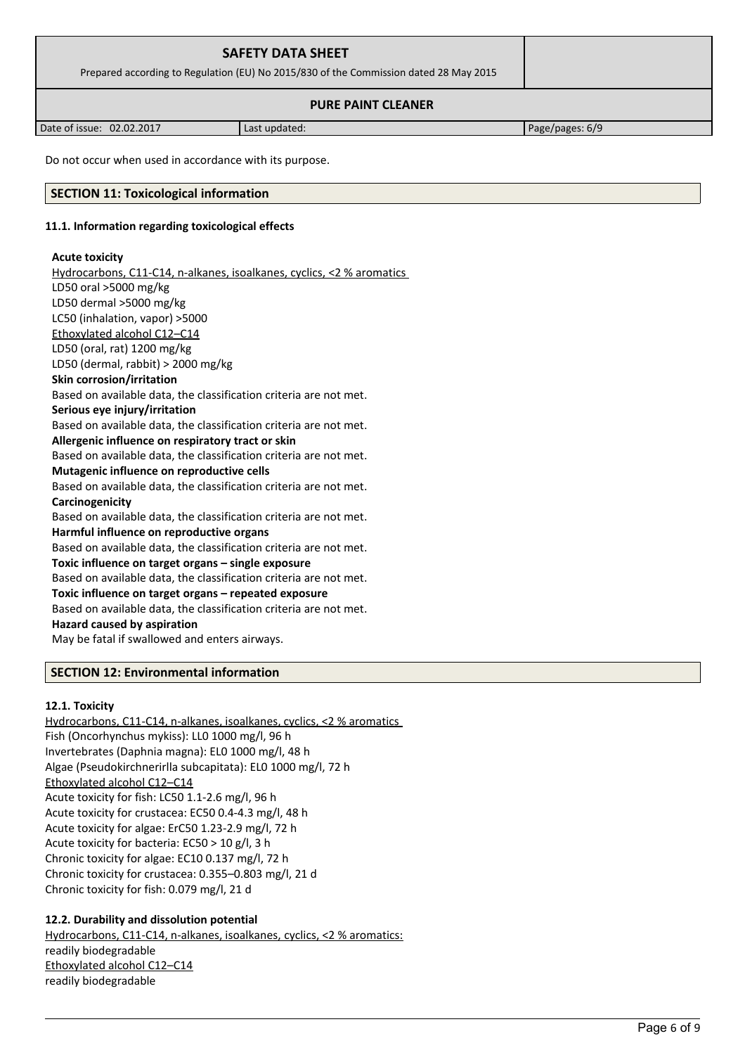Do not occur when used in accordance with its purpose.

## SECTION 11: Toxicological information

### 11.1. Information regarding toxicological effects

**Acute toxicity**

Hydrocarbons, C11-C14, n-alkanes, isoalkanes, cyclics, <2 % aromatics
LD50 oral >5000 mg/kg
LD50 dermal >5000 mg/kg
LC50 (inhalation, vapor) >5000
Ethoxylated alcohol C12–C14
LD50 (oral, rat) 1200 mg/kg
LD50 (dermal, rabbit) > 2000 mg/kg

**Skin corrosion/irritation**

Based on available data, the classification criteria are not met.

**Serious eye injury/irritation**

Based on available data, the classification criteria are not met.

**Allergenic influence on respiratory tract or skin**

Based on available data, the classification criteria are not met.

**Mutagenic influence on reproductive cells**

Based on available data, the classification criteria are not met.

**Carcinogenicity**

Based on available data, the classification criteria are not met.

**Harmful influence on reproductive organs**

Based on available data, the classification criteria are not met.

**Toxic influence on target organs – single exposure**

Based on available data, the classification criteria are not met.

**Toxic influence on target organs – repeated exposure**

Based on available data, the classification criteria are not met.

**Hazard caused by aspiration**

May be fatal if swallowed and enters airways.

## SECTION 12: Environmental information

### 12.1. Toxicity

Hydrocarbons, C11-C14, n-alkanes, isoalkanes, cyclics, <2 % aromatics
Fish (Oncorhynchus mykiss): LL0 1000 mg/l, 96 h
Invertebrates (Daphnia magna): EL0 1000 mg/l, 48 h
Algae (Pseudokirchnerirlla subcapitata): EL0 1000 mg/l, 72 h
Ethoxylated alcohol C12–C14
Acute toxicity for fish: LC50 1.1-2.6 mg/l, 96 h
Acute toxicity for crustacea: EC50 0.4-4.3 mg/l, 48 h
Acute toxicity for algae: ErC50 1.23-2.9 mg/l, 72 h
Acute toxicity for bacteria: EC50 > 10 g/l, 3 h
Chronic toxicity for algae: EC10 0.137 mg/l, 72 h
Chronic toxicity for crustacea: 0.355–0.803 mg/l, 21 d
Chronic toxicity for fish: 0.079 mg/l, 21 d

### 12.2. Durability and dissolution potential

Hydrocarbons, C11-C14, n-alkanes, isoalkanes, cyclics, <2 % aromatics:
readily biodegradable
Ethoxylated alcohol C12–C14
readily biodegradable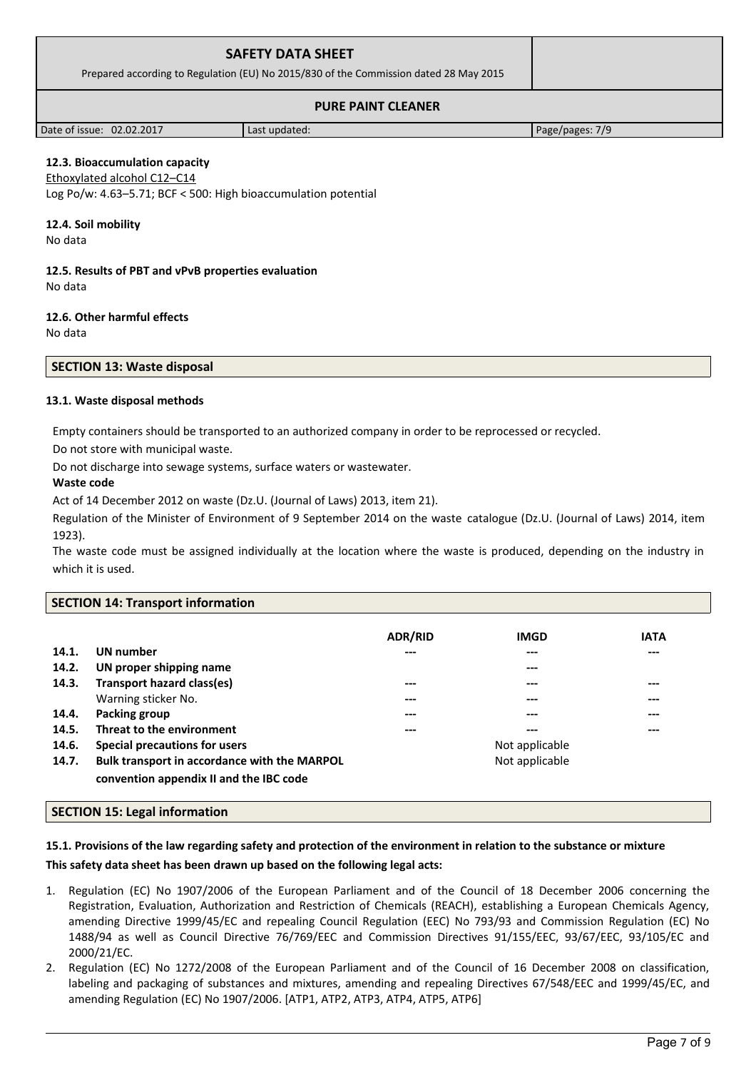#### 12.3. Bioaccumulation capacity

Ethoxylated alcohol C12–C14

Log Po/w: 4.63–5.71; BCF < 500: High bioaccumulation potential

#### 12.4. Soil mobility

No data

#### 12.5. Results of PBT and vPvB properties evaluation

No data

#### 12.6. Other harmful effects

No data

## SECTION 13: Waste disposal

#### 13.1. Waste disposal methods

Empty containers should be transported to an authorized company in order to be reprocessed or recycled.

Do not store with municipal waste.

Do not discharge into sewage systems, surface waters or wastewater.

**Waste code**

Act of 14 December 2012 on waste (Dz.U. (Journal of Laws) 2013, item 21).

Regulation of the Minister of Environment of 9 September 2014 on the waste catalogue (Dz.U. (Journal of Laws) 2014, item 1923).

The waste code must be assigned individually at the location where the waste is produced, depending on the industry in which it is used.

## SECTION 14: Transport information

| | | ADR/RID | IMGD | IATA |
|---|---|---|---|---|
| 14.1. | **UN number** | --- | --- | --- |
| 14.2. | **UN proper shipping name** | | --- | |
| 14.3. | **Transport hazard class(es)** | --- | --- | --- |
| | Warning sticker No. | --- | --- | --- |
| 14.4. | **Packing group** | --- | --- | --- |
| 14.5. | **Threat to the environment** | --- | --- | --- |
| 14.6. | **Special precautions for users** | | Not applicable | |
| 14.7. | **Bulk transport in accordance with the MARPOL convention appendix II and the IBC code** | | Not applicable | |

## SECTION 15: Legal information

#### 15.1. Provisions of the law regarding safety and protection of the environment in relation to the substance or mixture

**This safety data sheet has been drawn up based on the following legal acts:**

1. Regulation (EC) No 1907/2006 of the European Parliament and of the Council of 18 December 2006 concerning the Registration, Evaluation, Authorization and Restriction of Chemicals (REACH), establishing a European Chemicals Agency, amending Directive 1999/45/EC and repealing Council Regulation (EEC) No 793/93 and Commission Regulation (EC) No 1488/94 as well as Council Directive 76/769/EEC and Commission Directives 91/155/EEC, 93/67/EEC, 93/105/EC and 2000/21/EC.
2. Regulation (EC) No 1272/2008 of the European Parliament and of the Council of 16 December 2008 on classification, labeling and packaging of substances and mixtures, amending and repealing Directives 67/548/EEC and 1999/45/EC, and amending Regulation (EC) No 1907/2006. [ATP1, ATP2, ATP3, ATP4, ATP5, ATP6]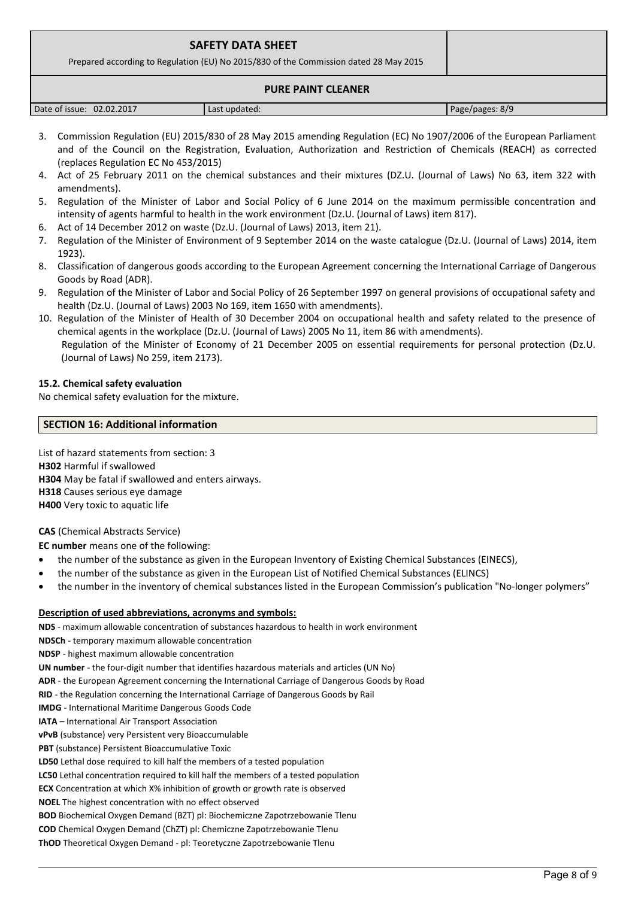3. Commission Regulation (EU) 2015/830 of 28 May 2015 amending Regulation (EC) No 1907/2006 of the European Parliament and of the Council on the Registration, Evaluation, Authorization and Restriction of Chemicals (REACH) as corrected (replaces Regulation EC No 453/2015)
4. Act of 25 February 2011 on the chemical substances and their mixtures (DZ.U. (Journal of Laws) No 63, item 322 with amendments).
5. Regulation of the Minister of Labor and Social Policy of 6 June 2014 on the maximum permissible concentration and intensity of agents harmful to health in the work environment (Dz.U. (Journal of Laws) item 817).
6. Act of 14 December 2012 on waste (Dz.U. (Journal of Laws) 2013, item 21).
7. Regulation of the Minister of Environment of 9 September 2014 on the waste catalogue (Dz.U. (Journal of Laws) 2014, item 1923).
8. Classification of dangerous goods according to the European Agreement concerning the International Carriage of Dangerous Goods by Road (ADR).
9. Regulation of the Minister of Labor and Social Policy of 26 September 1997 on general provisions of occupational safety and health (Dz.U. (Journal of Laws) 2003 No 169, item 1650 with amendments).
10. Regulation of the Minister of Health of 30 December 2004 on occupational health and safety related to the presence of chemical agents in the workplace (Dz.U. (Journal of Laws) 2005 No 11, item 86 with amendments).
    Regulation of the Minister of Economy of 21 December 2005 on essential requirements for personal protection (Dz.U. (Journal of Laws) No 259, item 2173).

**15.2. Chemical safety evaluation**

No chemical safety evaluation for the mixture.

## SECTION 16: Additional information

List of hazard statements from section: 3

**H302** Harmful if swallowed

**H304** May be fatal if swallowed and enters airways.

**H318** Causes serious eye damage

**H400** Very toxic to aquatic life

**CAS** (Chemical Abstracts Service)

**EC number** means one of the following:

- the number of the substance as given in the European Inventory of Existing Chemical Substances (EINECS),
- the number of the substance as given in the European List of Notified Chemical Substances (ELINCS)
- the number in the inventory of chemical substances listed in the European Commission's publication "No-longer polymers"

**Description of used abbreviations, acronyms and symbols:**

**NDS** - maximum allowable concentration of substances hazardous to health in work environment

**NDSCh** - temporary maximum allowable concentration

**NDSP** - highest maximum allowable concentration

**UN number** - the four-digit number that identifies hazardous materials and articles (UN No)

**ADR** - the European Agreement concerning the International Carriage of Dangerous Goods by Road

**RID** - the Regulation concerning the International Carriage of Dangerous Goods by Rail

**IMDG** - International Maritime Dangerous Goods Code

**IATA** – International Air Transport Association

**vPvB** (substance) very Persistent very Bioaccumulable

**PBT** (substance) Persistent Bioaccumulative Toxic

**LD50** Lethal dose required to kill half the members of a tested population

**LC50** Lethal concentration required to kill half the members of a tested population

**ECX** Concentration at which X% inhibition of growth or growth rate is observed

**NOEL** The highest concentration with no effect observed

**BOD** Biochemical Oxygen Demand (BZT) pl: Biochemiczne Zapotrzebowanie Tlenu

**COD** Chemical Oxygen Demand (ChZT) pl: Chemiczne Zapotrzebowanie Tlenu

**ThOD** Theoretical Oxygen Demand - pl: Teoretyczne Zapotrzebowanie Tlenu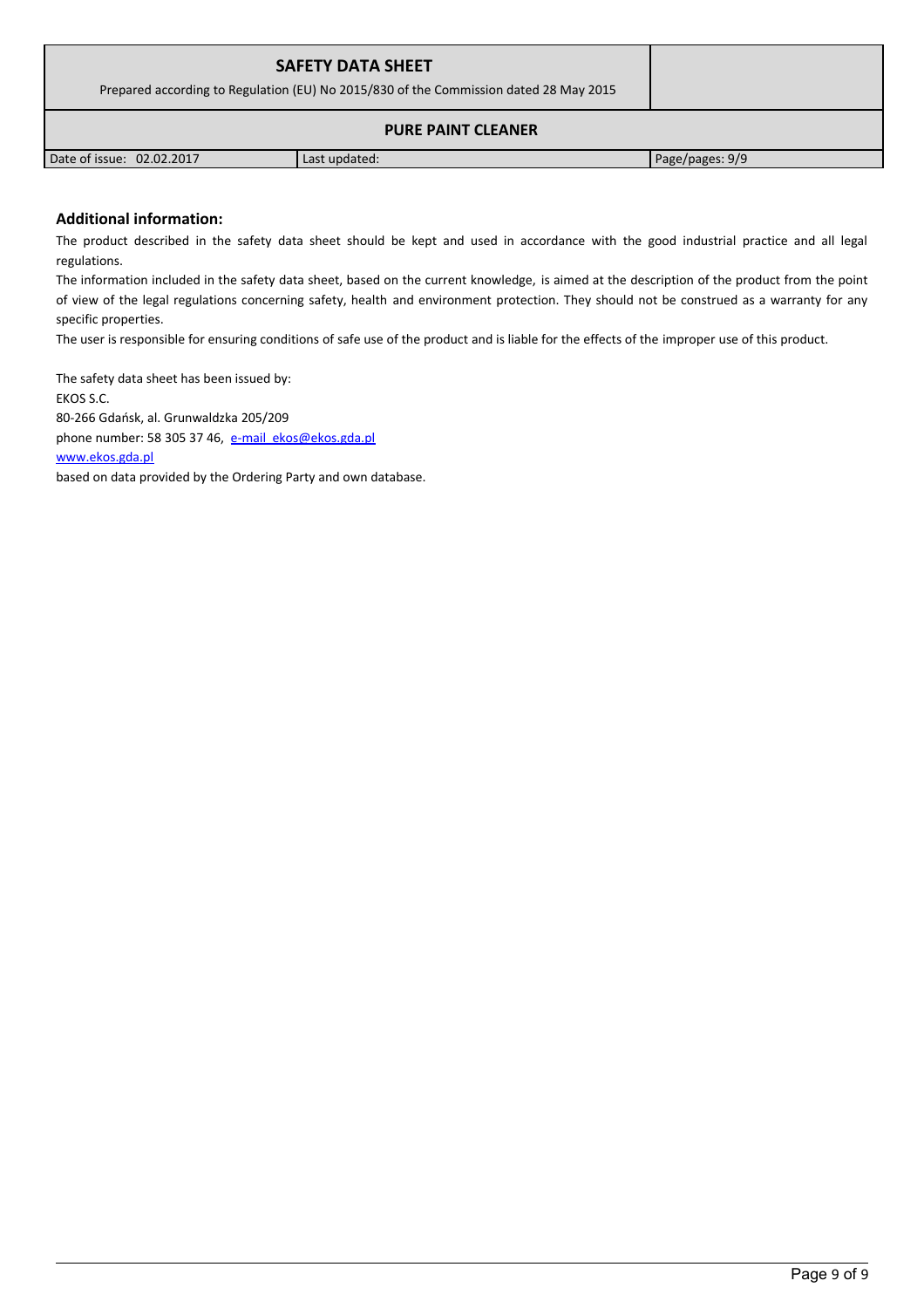## Additional information:

The product described in the safety data sheet should be kept and used in accordance with the good industrial practice and all legal regulations.

The information included in the safety data sheet, based on the current knowledge, is aimed at the description of the product from the point of view of the legal regulations concerning safety, health and environment protection. They should not be construed as a warranty for any specific properties.

The user is responsible for ensuring conditions of safe use of the product and is liable for the effects of the improper use of this product.

The safety data sheet has been issued by:
EKOS S.C.
80-266 Gdańsk, al. Grunwaldzka 205/209
phone number: 58 305 37 46, e-mail ekos@ekos.gda.pl
www.ekos.gda.pl
based on data provided by the Ordering Party and own database.